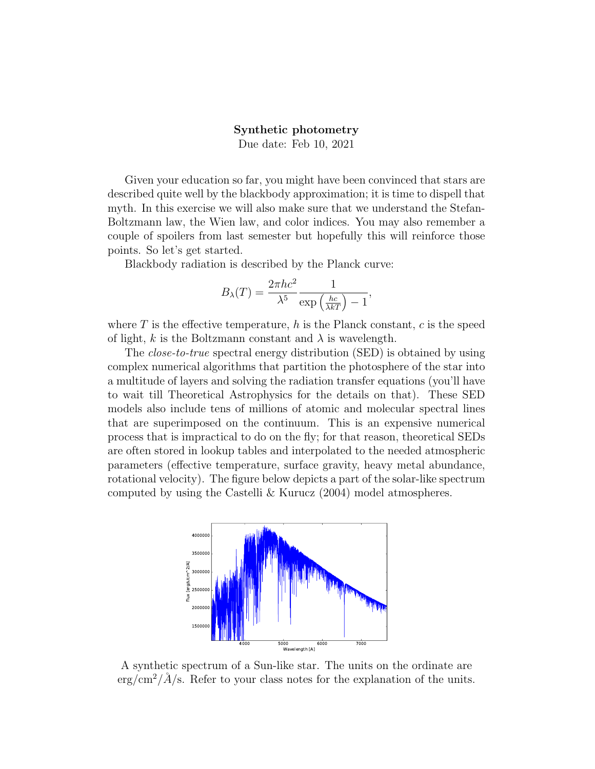**Synthetic photometry**

Due date: Feb 10, 2021

Given your education so far, you might have been convinced that stars are described quite well by the blackbody approximation; it is time to dispell that myth. In this exercise we will also make sure that we understand the Stefan-Boltzmann law, the Wien law, and color indices. You may also remember a couple of spoilers from last semester but hopefully this will reinforce those points. So let's get started.

Blackbody radiation is described by the Planck curve:

$$B_\lambda(T) = \frac{2\pi hc^2}{\lambda^5} \frac{1}{\exp\left(\frac{hc}{\lambda kT}\right) - 1},$$

where $T$ is the effective temperature, $h$ is the Planck constant, $c$ is the speed of light, $k$ is the Boltzmann constant and $\lambda$ is wavelength.

The *close-to-true* spectral energy distribution (SED) is obtained by using complex numerical algorithms that partition the photosphere of the star into a multitude of layers and solving the radiation transfer equations (you'll have to wait till Theoretical Astrophysics for the details on that). These SED models also include tens of millions of atomic and molecular spectral lines that are superimposed on the continuum. This is an expensive numerical process that is impractical to do on the fly; for that reason, theoretical SEDs are often stored in lookup tables and interpolated to the needed atmospheric parameters (effective temperature, surface gravity, heavy metal abundance, rotational velocity). The figure below depicts a part of the solar-like spectrum computed by using the Castelli & Kurucz (2004) model atmospheres.

A synthetic spectrum of a Sun-like star. The units on the ordinate are erg/cm$^2$/$\AA$/s. Refer to your class notes for the explanation of the units.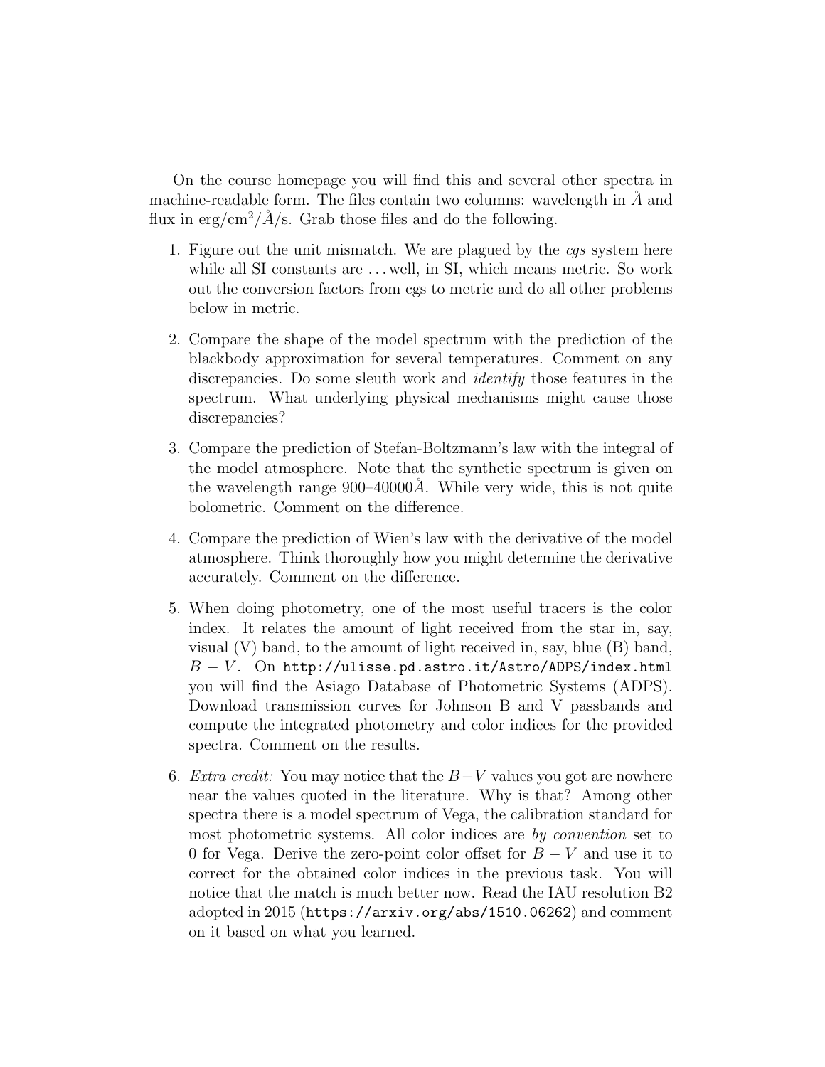On the course homepage you will find this and several other spectra in machine-readable form. The files contain two columns: wavelength in $\AA$ and flux in erg/cm$^2$/$\AA$/s. Grab those files and do the following.

1. Figure out the unit mismatch. We are plagued by the *cgs* system here while all SI constants are . . . well, in SI, which means metric. So work out the conversion factors from cgs to metric and do all other problems below in metric.

2. Compare the shape of the model spectrum with the prediction of the blackbody approximation for several temperatures. Comment on any discrepancies. Do some sleuth work and *identify* those features in the spectrum. What underlying physical mechanisms might cause those discrepancies?

3. Compare the prediction of Stefan-Boltzmann's law with the integral of the model atmosphere. Note that the synthetic spectrum is given on the wavelength range 900–40000$\AA$. While very wide, this is not quite bolometric. Comment on the difference.

4. Compare the prediction of Wien's law with the derivative of the model atmosphere. Think thoroughly how you might determine the derivative accurately. Comment on the difference.

5. When doing photometry, one of the most useful tracers is the color index. It relates the amount of light received from the star in, say, visual (V) band, to the amount of light received in, say, blue (B) band, $B - V$. On `http://ulisse.pd.astro.it/Astro/ADPS/index.html` you will find the Asiago Database of Photometric Systems (ADPS). Download transmission curves for Johnson B and V passbands and compute the integrated photometry and color indices for the provided spectra. Comment on the results.

6. *Extra credit:* You may notice that the $B-V$ values you got are nowhere near the values quoted in the literature. Why is that? Among other spectra there is a model spectrum of Vega, the calibration standard for most photometric systems. All color indices are *by convention* set to 0 for Vega. Derive the zero-point color offset for $B - V$ and use it to correct for the obtained color indices in the previous task. You will notice that the match is much better now. Read the IAU resolution B2 adopted in 2015 (`https://arxiv.org/abs/1510.06262`) and comment on it based on what you learned.